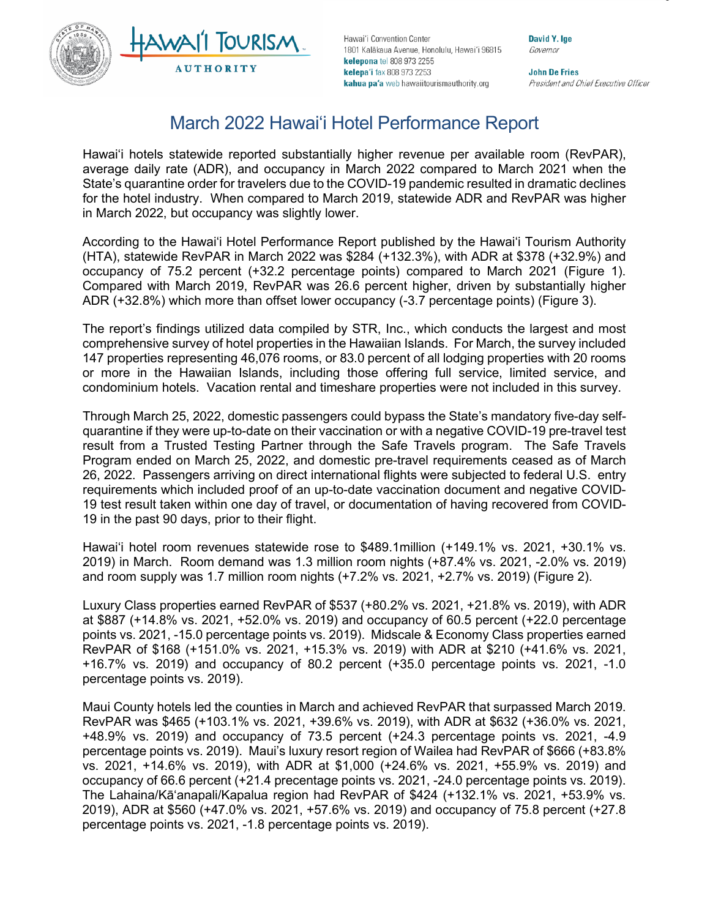Hawaiʻi Convention Center
1801 Kalākaua Avenue, Honolulu, Hawaiʻi 96815
**kelepona** tel 808 973 2255
**kelepaʻi** fax 808 973 2253
**kahua paʻa** web hawaiitourismauthority.org

**David Y. Ige**
*Governor*

**John De Fries**
*President and Chief Executive Officer*

# March 2022 Hawaiʻi Hotel Performance Report

Hawaiʻi hotels statewide reported substantially higher revenue per available room (RevPAR), average daily rate (ADR), and occupancy in March 2022 compared to March 2021 when the State's quarantine order for travelers due to the COVID-19 pandemic resulted in dramatic declines for the hotel industry. When compared to March 2019, statewide ADR and RevPAR was higher in March 2022, but occupancy was slightly lower.

According to the Hawaiʻi Hotel Performance Report published by the Hawaiʻi Tourism Authority (HTA), statewide RevPAR in March 2022 was $284 (+132.3%), with ADR at $378 (+32.9%) and occupancy of 75.2 percent (+32.2 percentage points) compared to March 2021 (Figure 1). Compared with March 2019, RevPAR was 26.6 percent higher, driven by substantially higher ADR (+32.8%) which more than offset lower occupancy (-3.7 percentage points) (Figure 3).

The report's findings utilized data compiled by STR, Inc., which conducts the largest and most comprehensive survey of hotel properties in the Hawaiian Islands. For March, the survey included 147 properties representing 46,076 rooms, or 83.0 percent of all lodging properties with 20 rooms or more in the Hawaiian Islands, including those offering full service, limited service, and condominium hotels. Vacation rental and timeshare properties were not included in this survey.

Through March 25, 2022, domestic passengers could bypass the State's mandatory five-day self-quarantine if they were up-to-date on their vaccination or with a negative COVID-19 pre-travel test result from a Trusted Testing Partner through the Safe Travels program. The Safe Travels Program ended on March 25, 2022, and domestic pre-travel requirements ceased as of March 26, 2022. Passengers arriving on direct international flights were subjected to federal U.S. entry requirements which included proof of an up-to-date vaccination document and negative COVID-19 test result taken within one day of travel, or documentation of having recovered from COVID-19 in the past 90 days, prior to their flight.

Hawaiʻi hotel room revenues statewide rose to $489.1million (+149.1% vs. 2021, +30.1% vs. 2019) in March. Room demand was 1.3 million room nights (+87.4% vs. 2021, -2.0% vs. 2019) and room supply was 1.7 million room nights (+7.2% vs. 2021, +2.7% vs. 2019) (Figure 2).

Luxury Class properties earned RevPAR of $537 (+80.2% vs. 2021, +21.8% vs. 2019), with ADR at $887 (+14.8% vs. 2021, +52.0% vs. 2019) and occupancy of 60.5 percent (+22.0 percentage points vs. 2021, -15.0 percentage points vs. 2019). Midscale & Economy Class properties earned RevPAR of $168 (+151.0% vs. 2021, +15.3% vs. 2019) with ADR at $210 (+41.6% vs. 2021, +16.7% vs. 2019) and occupancy of 80.2 percent (+35.0 percentage points vs. 2021, -1.0 percentage points vs. 2019).

Maui County hotels led the counties in March and achieved RevPAR that surpassed March 2019. RevPAR was $465 (+103.1% vs. 2021, +39.6% vs. 2019), with ADR at $632 (+36.0% vs. 2021, +48.9% vs. 2019) and occupancy of 73.5 percent (+24.3 percentage points vs. 2021, -4.9 percentage points vs. 2019). Maui's luxury resort region of Wailea had RevPAR of $666 (+83.8% vs. 2021, +14.6% vs. 2019), with ADR at $1,000 (+24.6% vs. 2021, +55.9% vs. 2019) and occupancy of 66.6 percent (+21.4 precentage points vs. 2021, -24.0 percentage points vs. 2019). The Lahaina/Kāʻanapali/Kapalua region had RevPAR of $424 (+132.1% vs. 2021, +53.9% vs. 2019), ADR at $560 (+47.0% vs. 2021, +57.6% vs. 2019) and occupancy of 75.8 percent (+27.8 percentage points vs. 2021, -1.8 percentage points vs. 2019).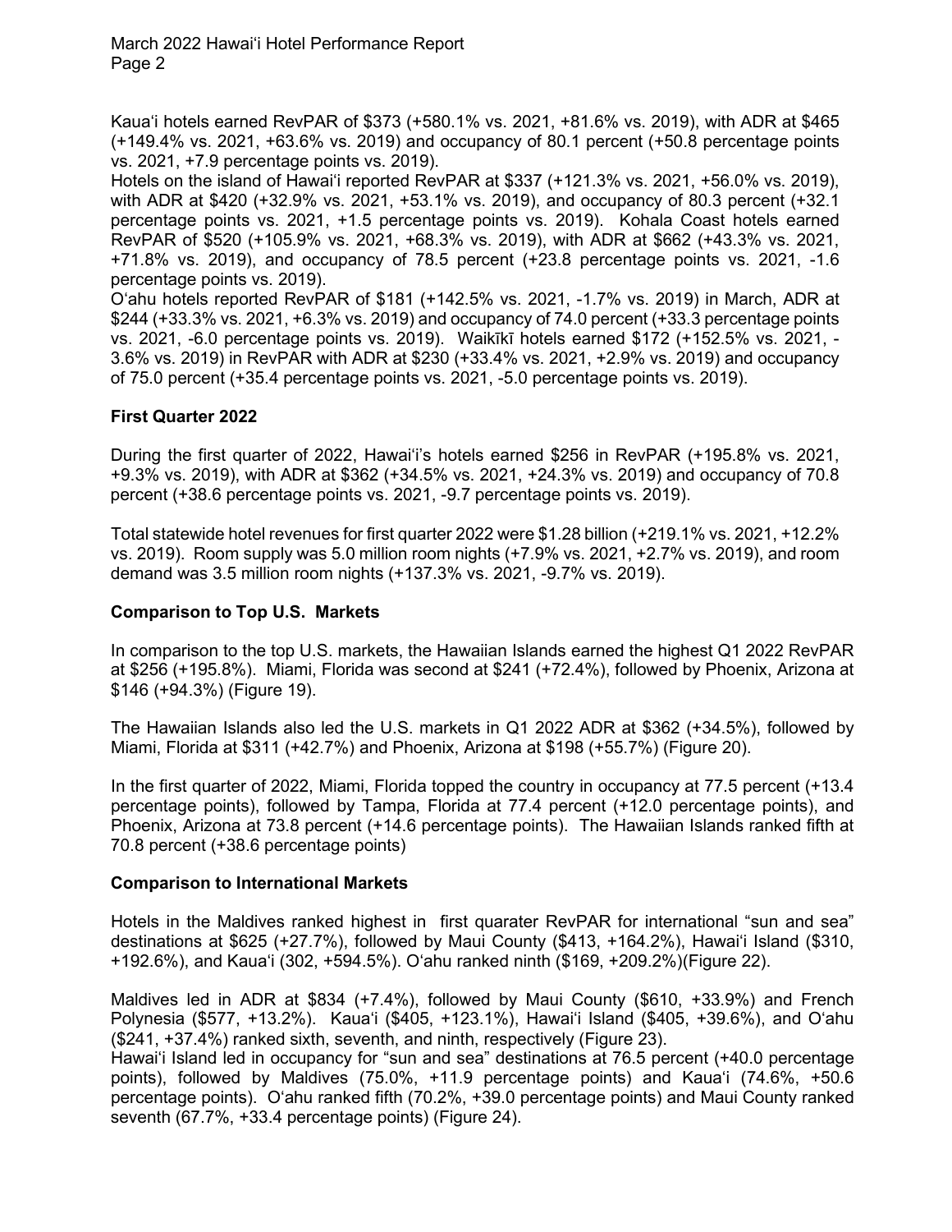Kauaʻi hotels earned RevPAR of $373 (+580.1% vs. 2021, +81.6% vs. 2019), with ADR at $465 (+149.4% vs. 2021, +63.6% vs. 2019) and occupancy of 80.1 percent (+50.8 percentage points vs. 2021, +7.9 percentage points vs. 2019).

Hotels on the island of Hawaiʻi reported RevPAR at $337 (+121.3% vs. 2021, +56.0% vs. 2019), with ADR at $420 (+32.9% vs. 2021, +53.1% vs. 2019), and occupancy of 80.3 percent (+32.1 percentage points vs. 2021, +1.5 percentage points vs. 2019). Kohala Coast hotels earned RevPAR of $520 (+105.9% vs. 2021, +68.3% vs. 2019), with ADR at $662 (+43.3% vs. 2021, +71.8% vs. 2019), and occupancy of 78.5 percent (+23.8 percentage points vs. 2021, -1.6 percentage points vs. 2019).

Oʻahu hotels reported RevPAR of $181 (+142.5% vs. 2021, -1.7% vs. 2019) in March, ADR at $244 (+33.3% vs. 2021, +6.3% vs. 2019) and occupancy of 74.0 percent (+33.3 percentage points vs. 2021, -6.0 percentage points vs. 2019). Waikīkī hotels earned $172 (+152.5% vs. 2021, -3.6% vs. 2019) in RevPAR with ADR at $230 (+33.4% vs. 2021, +2.9% vs. 2019) and occupancy of 75.0 percent (+35.4 percentage points vs. 2021, -5.0 percentage points vs. 2019).

**First Quarter 2022**

During the first quarter of 2022, Hawaiʻi's hotels earned $256 in RevPAR (+195.8% vs. 2021, +9.3% vs. 2019), with ADR at $362 (+34.5% vs. 2021, +24.3% vs. 2019) and occupancy of 70.8 percent (+38.6 percentage points vs. 2021, -9.7 percentage points vs. 2019).

Total statewide hotel revenues for first quarter 2022 were $1.28 billion (+219.1% vs. 2021, +12.2% vs. 2019). Room supply was 5.0 million room nights (+7.9% vs. 2021, +2.7% vs. 2019), and room demand was 3.5 million room nights (+137.3% vs. 2021, -9.7% vs. 2019).

**Comparison to Top U.S. Markets**

In comparison to the top U.S. markets, the Hawaiian Islands earned the highest Q1 2022 RevPAR at $256 (+195.8%). Miami, Florida was second at $241 (+72.4%), followed by Phoenix, Arizona at $146 (+94.3%) (Figure 19).

The Hawaiian Islands also led the U.S. markets in Q1 2022 ADR at $362 (+34.5%), followed by Miami, Florida at $311 (+42.7%) and Phoenix, Arizona at $198 (+55.7%) (Figure 20).

In the first quarter of 2022, Miami, Florida topped the country in occupancy at 77.5 percent (+13.4 percentage points), followed by Tampa, Florida at 77.4 percent (+12.0 percentage points), and Phoenix, Arizona at 73.8 percent (+14.6 percentage points). The Hawaiian Islands ranked fifth at 70.8 percent (+38.6 percentage points)

**Comparison to International Markets**

Hotels in the Maldives ranked highest in first quarater RevPAR for international "sun and sea" destinations at $625 (+27.7%), followed by Maui County ($413, +164.2%), Hawaiʻi Island ($310, +192.6%), and Kauaʻi (302, +594.5%). Oʻahu ranked ninth ($169, +209.2%)(Figure 22).

Maldives led in ADR at $834 (+7.4%), followed by Maui County ($610, +33.9%) and French Polynesia ($577, +13.2%). Kauaʻi ($405, +123.1%), Hawaiʻi Island ($405, +39.6%), and Oʻahu ($241, +37.4%) ranked sixth, seventh, and ninth, respectively (Figure 23).

Hawaiʻi Island led in occupancy for "sun and sea" destinations at 76.5 percent (+40.0 percentage points), followed by Maldives (75.0%, +11.9 percentage points) and Kauaʻi (74.6%, +50.6 percentage points). Oʻahu ranked fifth (70.2%, +39.0 percentage points) and Maui County ranked seventh (67.7%, +33.4 percentage points) (Figure 24).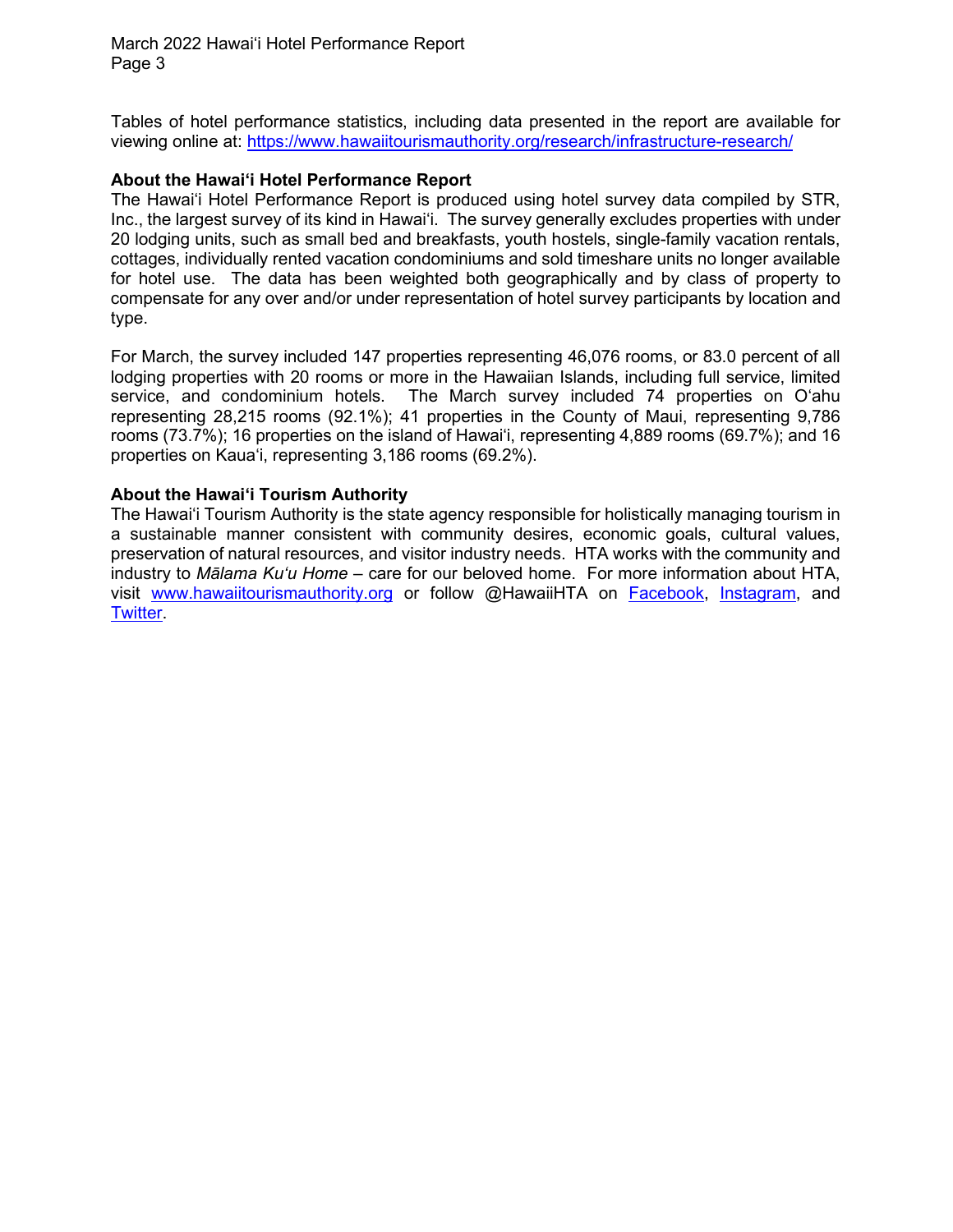Tables of hotel performance statistics, including data presented in the report are available for viewing online at: [https://www.hawaiitourismauthority.org/research/infrastructure-research/](https://www.hawaiitourismauthority.org/research/infrastructure-research/)

**About the Hawai'i Hotel Performance Report**

The Hawai'i Hotel Performance Report is produced using hotel survey data compiled by STR, Inc., the largest survey of its kind in Hawai'i. The survey generally excludes properties with under 20 lodging units, such as small bed and breakfasts, youth hostels, single-family vacation rentals, cottages, individually rented vacation condominiums and sold timeshare units no longer available for hotel use. The data has been weighted both geographically and by class of property to compensate for any over and/or under representation of hotel survey participants by location and type.

For March, the survey included 147 properties representing 46,076 rooms, or 83.0 percent of all lodging properties with 20 rooms or more in the Hawaiian Islands, including full service, limited service, and condominium hotels. The March survey included 74 properties on O'ahu representing 28,215 rooms (92.1%); 41 properties in the County of Maui, representing 9,786 rooms (73.7%); 16 properties on the island of Hawai'i, representing 4,889 rooms (69.7%); and 16 properties on Kaua'i, representing 3,186 rooms (69.2%).

**About the Hawai'i Tourism Authority**

The Hawai'i Tourism Authority is the state agency responsible for holistically managing tourism in a sustainable manner consistent with community desires, economic goals, cultural values, preservation of natural resources, and visitor industry needs. HTA works with the community and industry to *Mālama Ku'u Home* – care for our beloved home. For more information about HTA, visit [www.hawaiitourismauthority.org](www.hawaiitourismauthority.org) or follow @HawaiiHTA on Facebook, Instagram, and Twitter.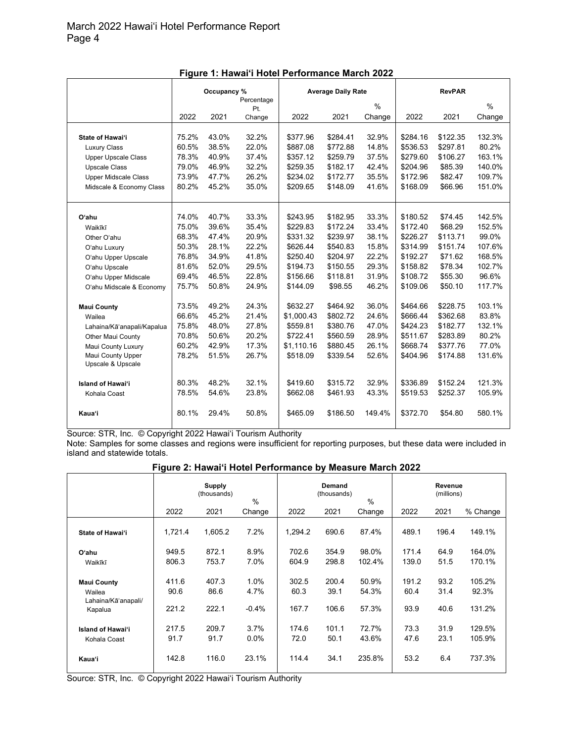## Figure 1: Hawai'i Hotel Performance March 2022

| | Occupancy % | | | Average Daily Rate | | | RevPAR | | |
|---|---|---|---|---|---|---|---|---|---|
| | 2022 | 2021 | Percentage Pt. Change | 2022 | 2021 | % Change | 2022 | 2021 | % Change |
| **State of Hawai'i** | 75.2% | 43.0% | 32.2% | $377.96 | $284.41 | 32.9% | $284.16 | $122.35 | 132.3% |
| Luxury Class | 60.5% | 38.5% | 22.0% | $887.08 | $772.88 | 14.8% | $536.53 | $297.81 | 80.2% |
| Upper Upscale Class | 78.3% | 40.9% | 37.4% | $357.12 | $259.79 | 37.5% | $279.60 | $106.27 | 163.1% |
| Upscale Class | 79.0% | 46.9% | 32.2% | $259.35 | $182.17 | 42.4% | $204.96 | $85.39 | 140.0% |
| Upper Midscale Class | 73.9% | 47.7% | 26.2% | $234.02 | $172.77 | 35.5% | $172.96 | $82.47 | 109.7% |
| Midscale & Economy Class | 80.2% | 45.2% | 35.0% | $209.65 | $148.09 | 41.6% | $168.09 | $66.96 | 151.0% |
| **O'ahu** | 74.0% | 40.7% | 33.3% | $243.95 | $182.95 | 33.3% | $180.52 | $74.45 | 142.5% |
| Waikīkī | 75.0% | 39.6% | 35.4% | $229.83 | $172.24 | 33.4% | $172.40 | $68.29 | 152.5% |
| Other O'ahu | 68.3% | 47.4% | 20.9% | $331.32 | $239.97 | 38.1% | $226.27 | $113.71 | 99.0% |
| O'ahu Luxury | 50.3% | 28.1% | 22.2% | $626.44 | $540.83 | 15.8% | $314.99 | $151.74 | 107.6% |
| O'ahu Upper Upscale | 76.8% | 34.9% | 41.8% | $250.40 | $204.97 | 22.2% | $192.27 | $71.62 | 168.5% |
| O'ahu Upscale | 81.6% | 52.0% | 29.5% | $194.73 | $150.55 | 29.3% | $158.82 | $78.34 | 102.7% |
| O'ahu Upper Midscale | 69.4% | 46.5% | 22.8% | $156.66 | $118.81 | 31.9% | $108.72 | $55.30 | 96.6% |
| O'ahu Midscale & Economy | 75.7% | 50.8% | 24.9% | $144.09 | $98.55 | 46.2% | $109.06 | $50.10 | 117.7% |
| **Maui County** | 73.5% | 49.2% | 24.3% | $632.27 | $464.92 | 36.0% | $464.66 | $228.75 | 103.1% |
| Wailea | 66.6% | 45.2% | 21.4% | $1,000.43 | $802.72 | 24.6% | $666.44 | $362.68 | 83.8% |
| Lahaina/Kā'anapali/Kapalua | 75.8% | 48.0% | 27.8% | $559.81 | $380.76 | 47.0% | $424.23 | $182.77 | 132.1% |
| Other Maui County | 70.8% | 50.6% | 20.2% | $722.41 | $560.59 | 28.9% | $511.67 | $283.89 | 80.2% |
| Maui County Luxury | 60.2% | 42.9% | 17.3% | $1,110.16 | $880.45 | 26.1% | $668.74 | $377.76 | 77.0% |
| Maui County Upper Upscale & Upscale | 78.2% | 51.5% | 26.7% | $518.09 | $339.54 | 52.6% | $404.96 | $174.88 | 131.6% |
| **Island of Hawai'i** | 80.3% | 48.2% | 32.1% | $419.60 | $315.72 | 32.9% | $336.89 | $152.24 | 121.3% |
| Kohala Coast | 78.5% | 54.6% | 23.8% | $662.08 | $461.93 | 43.3% | $519.53 | $252.37 | 105.9% |
| **Kaua'i** | 80.1% | 29.4% | 50.8% | $465.09 | $186.50 | 149.4% | $372.70 | $54.80 | 580.1% |

Source: STR, Inc. © Copyright 2022 Hawai'i Tourism Authority

Note: Samples for some classes and regions were insufficient for reporting purposes, but these data were included in island and statewide totals.

## Figure 2: Hawai'i Hotel Performance by Measure March 2022

| | Supply (thousands) | | | Demand (thousands) | | | Revenue (millions) | | |
|---|---|---|---|---|---|---|---|---|---|
| | 2022 | 2021 | % Change | 2022 | 2021 | % Change | 2022 | 2021 | % Change |
| **State of Hawai'i** | 1,721.4 | 1,605.2 | 7.2% | 1,294.2 | 690.6 | 87.4% | 489.1 | 196.4 | 149.1% |
| **O'ahu** | 949.5 | 872.1 | 8.9% | 702.6 | 354.9 | 98.0% | 171.4 | 64.9 | 164.0% |
| Waikīkī | 806.3 | 753.7 | 7.0% | 604.9 | 298.8 | 102.4% | 139.0 | 51.5 | 170.1% |
| **Maui County** | 411.6 | 407.3 | 1.0% | 302.5 | 200.4 | 50.9% | 191.2 | 93.2 | 105.2% |
| Wailea | 90.6 | 86.6 | 4.7% | 60.3 | 39.1 | 54.3% | 60.4 | 31.4 | 92.3% |
| Lahaina/Kā'anapali/ Kapalua | 221.2 | 222.1 | -0.4% | 167.7 | 106.6 | 57.3% | 93.9 | 40.6 | 131.2% |
| **Island of Hawai'i** | 217.5 | 209.7 | 3.7% | 174.6 | 101.1 | 72.7% | 73.3 | 31.9 | 129.5% |
| Kohala Coast | 91.7 | 91.7 | 0.0% | 72.0 | 50.1 | 43.6% | 47.6 | 23.1 | 105.9% |
| **Kaua'i** | 142.8 | 116.0 | 23.1% | 114.4 | 34.1 | 235.8% | 53.2 | 6.4 | 737.3% |

Source: STR, Inc. © Copyright 2022 Hawai'i Tourism Authority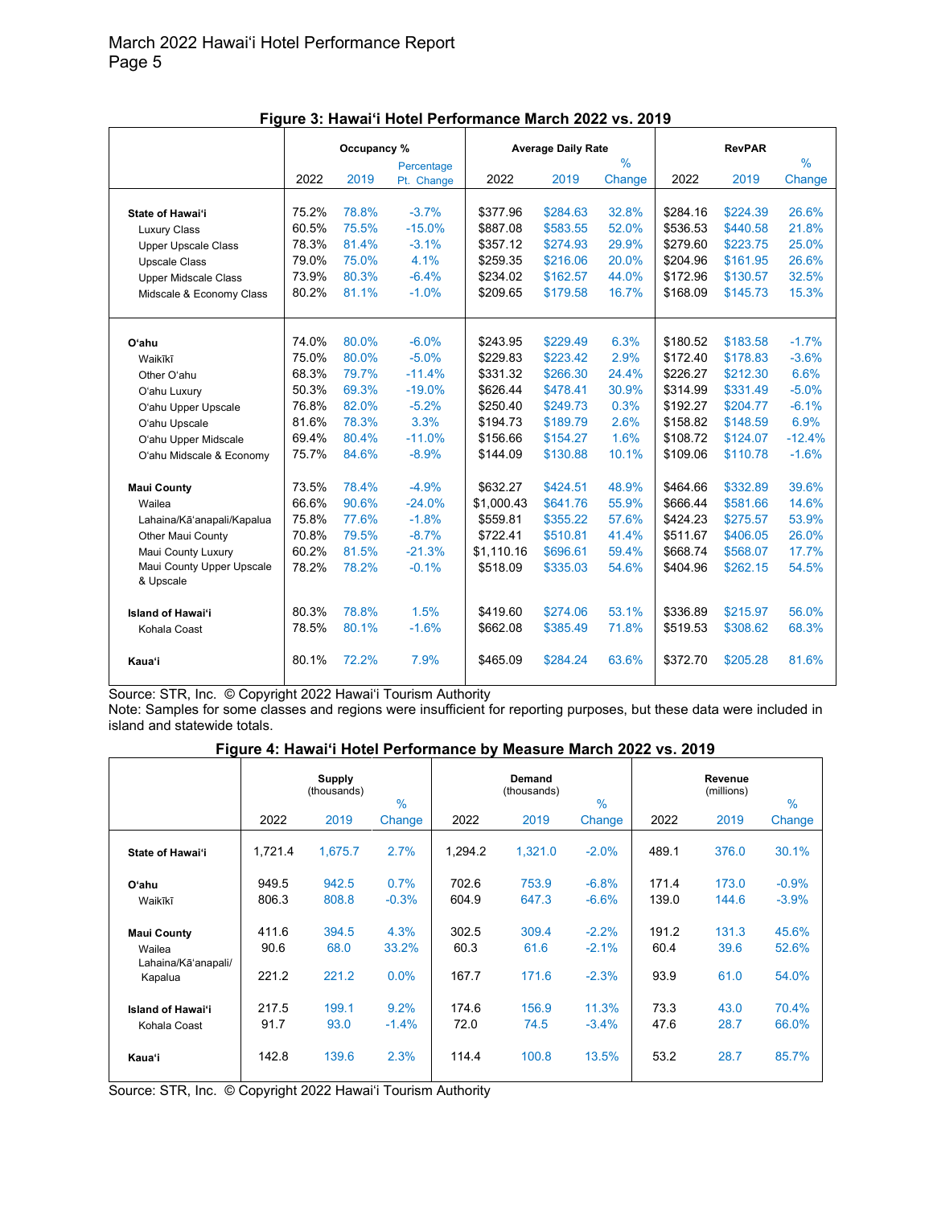**Figure 3: Hawaiʻi Hotel Performance March 2022 vs. 2019**

| | Occupancy % | | | Average Daily Rate | | | RevPAR | | |
|---|---|---|---|---|---|---|---|---|---|
| | 2022 | 2019 | Percentage Pt. Change | 2022 | 2019 | % Change | 2022 | 2019 | % Change |
| **State of Hawaiʻi** | 75.2% | 78.8% | -3.7% | $377.96 | $284.63 | 32.8% | $284.16 | $224.39 | 26.6% |
| Luxury Class | 60.5% | 75.5% | -15.0% | $887.08 | $583.55 | 52.0% | $536.53 | $440.58 | 21.8% |
| Upper Upscale Class | 78.3% | 81.4% | -3.1% | $357.12 | $274.93 | 29.9% | $279.60 | $223.75 | 25.0% |
| Upscale Class | 79.0% | 75.0% | 4.1% | $259.35 | $216.06 | 20.0% | $204.96 | $161.95 | 26.6% |
| Upper Midscale Class | 73.9% | 80.3% | -6.4% | $234.02 | $162.57 | 44.0% | $172.96 | $130.57 | 32.5% |
| Midscale & Economy Class | 80.2% | 81.1% | -1.0% | $209.65 | $179.58 | 16.7% | $168.09 | $145.73 | 15.3% |
| **Oʻahu** | 74.0% | 80.0% | -6.0% | $243.95 | $229.49 | 6.3% | $180.52 | $183.58 | -1.7% |
| Waikīkī | 75.0% | 80.0% | -5.0% | $229.83 | $223.42 | 2.9% | $172.40 | $178.83 | -3.6% |
| Other Oʻahu | 68.3% | 79.7% | -11.4% | $331.32 | $266.30 | 24.4% | $226.27 | $212.30 | 6.6% |
| Oʻahu Luxury | 50.3% | 69.3% | -19.0% | $626.44 | $478.41 | 30.9% | $314.99 | $331.49 | -5.0% |
| Oʻahu Upper Upscale | 76.8% | 82.0% | -5.2% | $250.40 | $249.73 | 0.3% | $192.27 | $204.77 | -6.1% |
| Oʻahu Upscale | 81.6% | 78.3% | 3.3% | $194.73 | $189.79 | 2.6% | $158.82 | $148.59 | 6.9% |
| Oʻahu Upper Midscale | 69.4% | 80.4% | -11.0% | $156.66 | $154.27 | 1.6% | $108.72 | $124.07 | -12.4% |
| Oʻahu Midscale & Economy | 75.7% | 84.6% | -8.9% | $144.09 | $130.88 | 10.1% | $109.06 | $110.78 | -1.6% |
| **Maui County** | 73.5% | 78.4% | -4.9% | $632.27 | $424.51 | 48.9% | $464.66 | $332.89 | 39.6% |
| Wailea | 66.6% | 90.6% | -24.0% | $1,000.43 | $641.76 | 55.9% | $666.44 | $581.66 | 14.6% |
| Lahaina/Kāʻanapali/Kapalua | 75.8% | 77.6% | -1.8% | $559.81 | $355.22 | 57.6% | $424.23 | $275.57 | 53.9% |
| Other Maui County | 70.8% | 79.5% | -8.7% | $722.41 | $510.81 | 41.4% | $511.67 | $406.05 | 26.0% |
| Maui County Luxury | 60.2% | 81.5% | -21.3% | $1,110.16 | $696.61 | 59.4% | $668.74 | $568.07 | 17.7% |
| Maui County Upper Upscale & Upscale | 78.2% | 78.2% | -0.1% | $518.09 | $335.03 | 54.6% | $404.96 | $262.15 | 54.5% |
| **Island of Hawaiʻi** | 80.3% | 78.8% | 1.5% | $419.60 | $274.06 | 53.1% | $336.89 | $215.97 | 56.0% |
| Kohala Coast | 78.5% | 80.1% | -1.6% | $662.08 | $385.49 | 71.8% | $519.53 | $308.62 | 68.3% |
| **Kauaʻi** | 80.1% | 72.2% | 7.9% | $465.09 | $284.24 | 63.6% | $372.70 | $205.28 | 81.6% |

Source: STR, Inc. © Copyright 2022 Hawaiʻi Tourism Authority
Note: Samples for some classes and regions were insufficient for reporting purposes, but these data were included in island and statewide totals.

**Figure 4: Hawaiʻi Hotel Performance by Measure March 2022 vs. 2019**

| | Supply (thousands) | | | Demand (thousands) | | | Revenue (millions) | | |
|---|---|---|---|---|---|---|---|---|---|
| | 2022 | 2019 | % Change | 2022 | 2019 | % Change | 2022 | 2019 | % Change |
| **State of Hawaiʻi** | 1,721.4 | 1,675.7 | 2.7% | 1,294.2 | 1,321.0 | -2.0% | 489.1 | 376.0 | 30.1% |
| **Oʻahu** | 949.5 | 942.5 | 0.7% | 702.6 | 753.9 | -6.8% | 171.4 | 173.0 | -0.9% |
| Waikīkī | 806.3 | 808.8 | -0.3% | 604.9 | 647.3 | -6.6% | 139.0 | 144.6 | -3.9% |
| **Maui County** | 411.6 | 394.5 | 4.3% | 302.5 | 309.4 | -2.2% | 191.2 | 131.3 | 45.6% |
| Wailea | 90.6 | 68.0 | 33.2% | 60.3 | 61.6 | -2.1% | 60.4 | 39.6 | 52.6% |
| Lahaina/Kāʻanapali/ Kapalua | 221.2 | 221.2 | 0.0% | 167.7 | 171.6 | -2.3% | 93.9 | 61.0 | 54.0% |
| **Island of Hawaiʻi** | 217.5 | 199.1 | 9.2% | 174.6 | 156.9 | 11.3% | 73.3 | 43.0 | 70.4% |
| Kohala Coast | 91.7 | 93.0 | -1.4% | 72.0 | 74.5 | -3.4% | 47.6 | 28.7 | 66.0% |
| **Kauaʻi** | 142.8 | 139.6 | 2.3% | 114.4 | 100.8 | 13.5% | 53.2 | 28.7 | 85.7% |

Source: STR, Inc. © Copyright 2022 Hawaiʻi Tourism Authority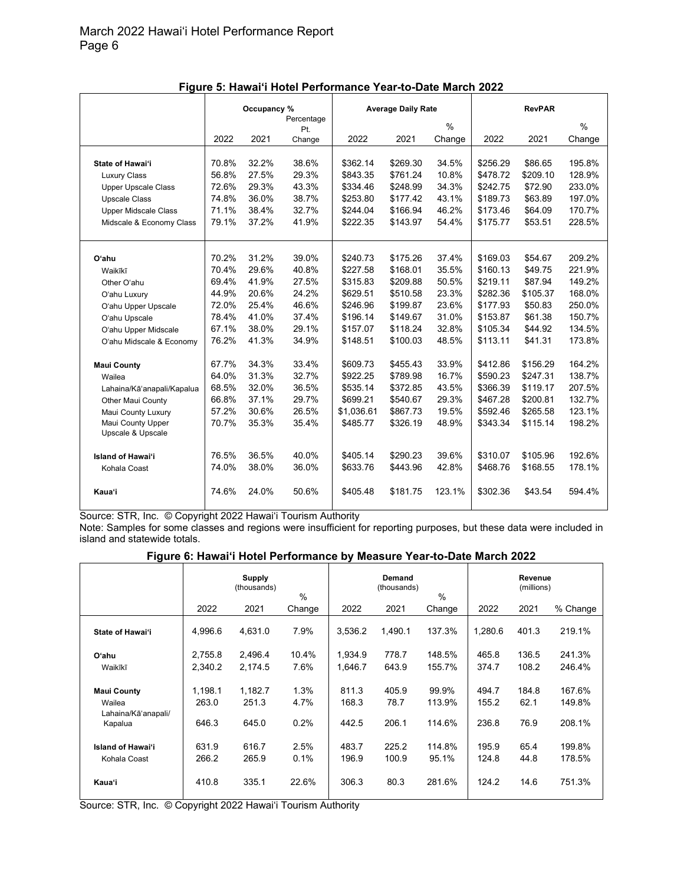## Figure 5: Hawai'i Hotel Performance Year-to-Date March 2022

| | Occupancy % | | | Average Daily Rate | | | RevPAR | | |
|---|---|---|---|---|---|---|---|---|---|
| | 2022 | 2021 | Percentage Pt. Change | 2022 | 2021 | % Change | 2022 | 2021 | % Change |
| **State of Hawai'i** | 70.8% | 32.2% | 38.6% | $362.14 | $269.30 | 34.5% | $256.29 | $86.65 | 195.8% |
| Luxury Class | 56.8% | 27.5% | 29.3% | $843.35 | $761.24 | 10.8% | $478.72 | $209.10 | 128.9% |
| Upper Upscale Class | 72.6% | 29.3% | 43.3% | $334.46 | $248.99 | 34.3% | $242.75 | $72.90 | 233.0% |
| Upscale Class | 74.8% | 36.0% | 38.7% | $253.80 | $177.42 | 43.1% | $189.73 | $63.89 | 197.0% |
| Upper Midscale Class | 71.1% | 38.4% | 32.7% | $244.04 | $166.94 | 46.2% | $173.46 | $64.09 | 170.7% |
| Midscale & Economy Class | 79.1% | 37.2% | 41.9% | $222.35 | $143.97 | 54.4% | $175.77 | $53.51 | 228.5% |
| **O'ahu** | 70.2% | 31.2% | 39.0% | $240.73 | $175.26 | 37.4% | $169.03 | $54.67 | 209.2% |
| Waikīkī | 70.4% | 29.6% | 40.8% | $227.58 | $168.01 | 35.5% | $160.13 | $49.75 | 221.9% |
| Other O'ahu | 69.4% | 41.9% | 27.5% | $315.83 | $209.88 | 50.5% | $219.11 | $87.94 | 149.2% |
| O'ahu Luxury | 44.9% | 20.6% | 24.2% | $629.51 | $510.58 | 23.3% | $282.36 | $105.37 | 168.0% |
| O'ahu Upper Upscale | 72.0% | 25.4% | 46.6% | $246.96 | $199.87 | 23.6% | $177.93 | $50.83 | 250.0% |
| O'ahu Upscale | 78.4% | 41.0% | 37.4% | $196.14 | $149.67 | 31.0% | $153.87 | $61.38 | 150.7% |
| O'ahu Upper Midscale | 67.1% | 38.0% | 29.1% | $157.07 | $118.24 | 32.8% | $105.34 | $44.92 | 134.5% |
| O'ahu Midscale & Economy | 76.2% | 41.3% | 34.9% | $148.51 | $100.03 | 48.5% | $113.11 | $41.31 | 173.8% |
| **Maui County** | 67.7% | 34.3% | 33.4% | $609.73 | $455.43 | 33.9% | $412.86 | $156.29 | 164.2% |
| Wailea | 64.0% | 31.3% | 32.7% | $922.25 | $789.98 | 16.7% | $590.23 | $247.31 | 138.7% |
| Lahaina/Kā'anapali/Kapalua | 68.5% | 32.0% | 36.5% | $535.14 | $372.85 | 43.5% | $366.39 | $119.17 | 207.5% |
| Other Maui County | 66.8% | 37.1% | 29.7% | $699.21 | $540.67 | 29.3% | $467.28 | $200.81 | 132.7% |
| Maui County Luxury | 57.2% | 30.6% | 26.5% | $1,036.61 | $867.73 | 19.5% | $592.46 | $265.58 | 123.1% |
| Maui County Upper Upscale & Upscale | 70.7% | 35.3% | 35.4% | $485.77 | $326.19 | 48.9% | $343.34 | $115.14 | 198.2% |
| **Island of Hawai'i** | 76.5% | 36.5% | 40.0% | $405.14 | $290.23 | 39.6% | $310.07 | $105.96 | 192.6% |
| Kohala Coast | 74.0% | 38.0% | 36.0% | $633.76 | $443.96 | 42.8% | $468.76 | $168.55 | 178.1% |
| **Kaua'i** | 74.6% | 24.0% | 50.6% | $405.48 | $181.75 | 123.1% | $302.36 | $43.54 | 594.4% |

Source: STR, Inc. © Copyright 2022 Hawai'i Tourism Authority

Note: Samples for some classes and regions were insufficient for reporting purposes, but these data were included in island and statewide totals.

## Figure 6: Hawai'i Hotel Performance by Measure Year-to-Date March 2022

| | Supply (thousands) | | | Demand (thousands) | | | Revenue (millions) | | |
|---|---|---|---|---|---|---|---|---|---|
| | 2022 | 2021 | % Change | 2022 | 2021 | % Change | 2022 | 2021 | % Change |
| **State of Hawai'i** | 4,996.6 | 4,631.0 | 7.9% | 3,536.2 | 1,490.1 | 137.3% | 1,280.6 | 401.3 | 219.1% |
| **O'ahu** | 2,755.8 | 2,496.4 | 10.4% | 1,934.9 | 778.7 | 148.5% | 465.8 | 136.5 | 241.3% |
| Waikīkī | 2,340.2 | 2,174.5 | 7.6% | 1,646.7 | 643.9 | 155.7% | 374.7 | 108.2 | 246.4% |
| **Maui County** | 1,198.1 | 1,182.7 | 1.3% | 811.3 | 405.9 | 99.9% | 494.7 | 184.8 | 167.6% |
| Wailea | 263.0 | 251.3 | 4.7% | 168.3 | 78.7 | 113.9% | 155.2 | 62.1 | 149.8% |
| Lahaina/Kā'anapali/ Kapalua | 646.3 | 645.0 | 0.2% | 442.5 | 206.1 | 114.6% | 236.8 | 76.9 | 208.1% |
| **Island of Hawai'i** | 631.9 | 616.7 | 2.5% | 483.7 | 225.2 | 114.8% | 195.9 | 65.4 | 199.8% |
| Kohala Coast | 266.2 | 265.9 | 0.1% | 196.9 | 100.9 | 95.1% | 124.8 | 44.8 | 178.5% |
| **Kaua'i** | 410.8 | 335.1 | 22.6% | 306.3 | 80.3 | 281.6% | 124.2 | 14.6 | 751.3% |

Source: STR, Inc. © Copyright 2022 Hawai'i Tourism Authority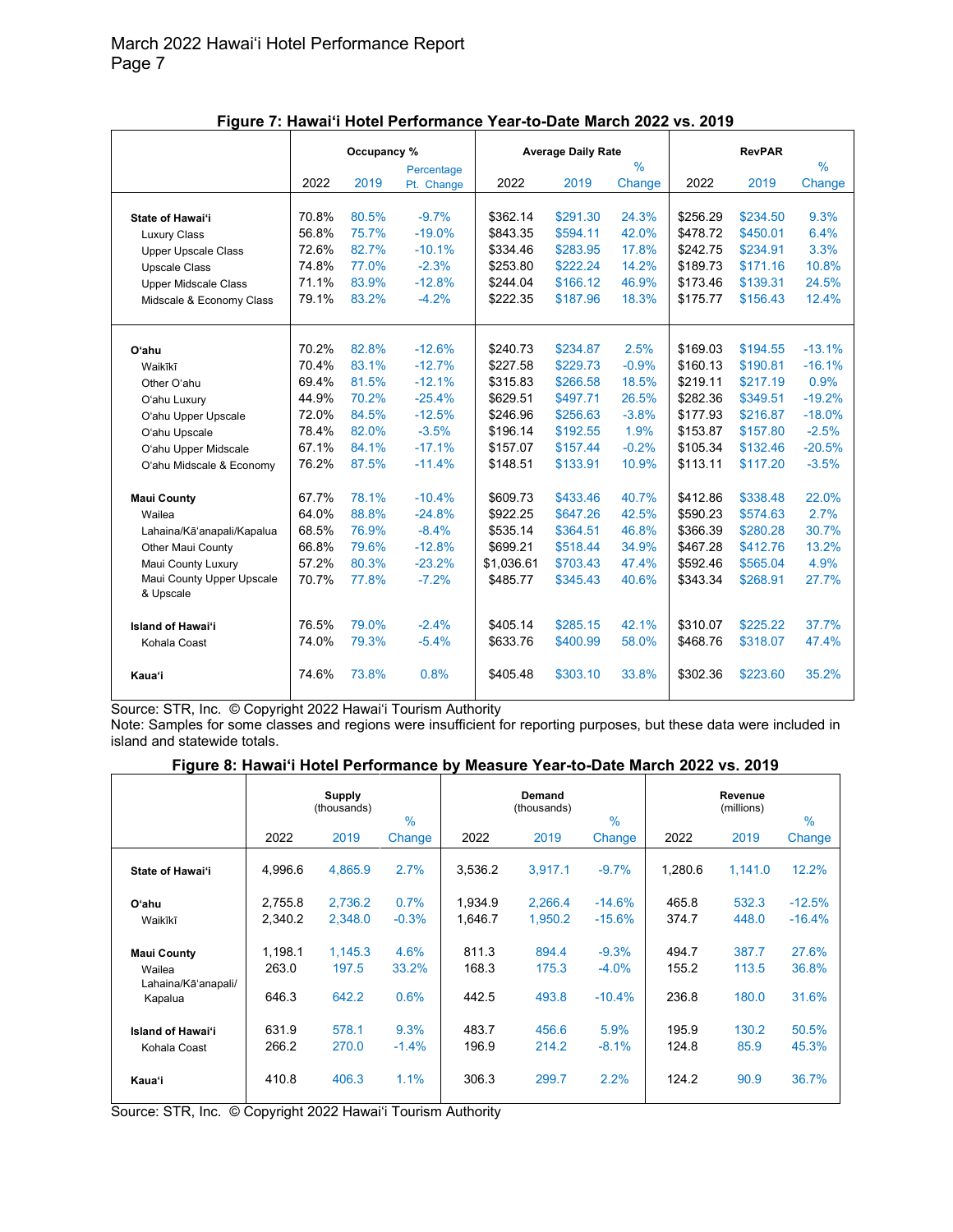**Figure 7: Hawaiʻi Hotel Performance Year-to-Date March 2022 vs. 2019**

| | Occupancy % | | | Average Daily Rate | | | RevPAR | | |
|---|---|---|---|---|---|---|---|---|---|
| | 2022 | 2019 | Percentage Pt. Change | 2022 | 2019 | % Change | 2022 | 2019 | % Change |
| **State of Hawaiʻi** | 70.8% | 80.5% | -9.7% | $362.14 | $291.30 | 24.3% | $256.29 | $234.50 | 9.3% |
| Luxury Class | 56.8% | 75.7% | -19.0% | $843.35 | $594.11 | 42.0% | $478.72 | $450.01 | 6.4% |
| Upper Upscale Class | 72.6% | 82.7% | -10.1% | $334.46 | $283.95 | 17.8% | $242.75 | $234.91 | 3.3% |
| Upscale Class | 74.8% | 77.0% | -2.3% | $253.80 | $222.24 | 14.2% | $189.73 | $171.16 | 10.8% |
| Upper Midscale Class | 71.1% | 83.9% | -12.8% | $244.04 | $166.12 | 46.9% | $173.46 | $139.31 | 24.5% |
| Midscale & Economy Class | 79.1% | 83.2% | -4.2% | $222.35 | $187.96 | 18.3% | $175.77 | $156.43 | 12.4% |
| **Oʻahu** | 70.2% | 82.8% | -12.6% | $240.73 | $234.87 | 2.5% | $169.03 | $194.55 | -13.1% |
| Waikīkī | 70.4% | 83.1% | -12.7% | $227.58 | $229.73 | -0.9% | $160.13 | $190.81 | -16.1% |
| Other Oʻahu | 69.4% | 81.5% | -12.1% | $315.83 | $266.58 | 18.5% | $219.11 | $217.19 | 0.9% |
| Oʻahu Luxury | 44.9% | 70.2% | -25.4% | $629.51 | $497.71 | 26.5% | $282.36 | $349.51 | -19.2% |
| Oʻahu Upper Upscale | 72.0% | 84.5% | -12.5% | $246.96 | $256.63 | -3.8% | $177.93 | $216.87 | -18.0% |
| Oʻahu Upscale | 78.4% | 82.0% | -3.5% | $196.14 | $192.55 | 1.9% | $153.87 | $157.80 | -2.5% |
| Oʻahu Upper Midscale | 67.1% | 84.1% | -17.1% | $157.07 | $157.44 | -0.2% | $105.34 | $132.46 | -20.5% |
| Oʻahu Midscale & Economy | 76.2% | 87.5% | -11.4% | $148.51 | $133.91 | 10.9% | $113.11 | $117.20 | -3.5% |
| **Maui County** | 67.7% | 78.1% | -10.4% | $609.73 | $433.46 | 40.7% | $412.86 | $338.48 | 22.0% |
| Wailea | 64.0% | 88.8% | -24.8% | $922.25 | $647.26 | 42.5% | $590.23 | $574.63 | 2.7% |
| Lahaina/Kāʻanapali/Kapalua | 68.5% | 76.9% | -8.4% | $535.14 | $364.51 | 46.8% | $366.39 | $280.28 | 30.7% |
| Other Maui County | 66.8% | 79.6% | -12.8% | $699.21 | $518.44 | 34.9% | $467.28 | $412.76 | 13.2% |
| Maui County Luxury | 57.2% | 80.3% | -23.2% | $1,036.61 | $703.43 | 47.4% | $592.46 | $565.04 | 4.9% |
| Maui County Upper Upscale & Upscale | 70.7% | 77.8% | -7.2% | $485.77 | $345.43 | 40.6% | $343.34 | $268.91 | 27.7% |
| **Island of Hawaiʻi** | 76.5% | 79.0% | -2.4% | $405.14 | $285.15 | 42.1% | $310.07 | $225.22 | 37.7% |
| Kohala Coast | 74.0% | 79.3% | -5.4% | $633.76 | $400.99 | 58.0% | $468.76 | $318.07 | 47.4% |
| **Kauaʻi** | 74.6% | 73.8% | 0.8% | $405.48 | $303.10 | 33.8% | $302.36 | $223.60 | 35.2% |

Source: STR, Inc. © Copyright 2022 Hawaiʻi Tourism Authority
Note: Samples for some classes and regions were insufficient for reporting purposes, but these data were included in island and statewide totals.

**Figure 8: Hawaiʻi Hotel Performance by Measure Year-to-Date March 2022 vs. 2019**

| | Supply (thousands) | | | Demand (thousands) | | | Revenue (millions) | | |
|---|---|---|---|---|---|---|---|---|---|
| | 2022 | 2019 | % Change | 2022 | 2019 | % Change | 2022 | 2019 | % Change |
| **State of Hawaiʻi** | 4,996.6 | 4,865.9 | 2.7% | 3,536.2 | 3,917.1 | -9.7% | 1,280.6 | 1,141.0 | 12.2% |
| **Oʻahu** | 2,755.8 | 2,736.2 | 0.7% | 1,934.9 | 2,266.4 | -14.6% | 465.8 | 532.3 | -12.5% |
| Waikīkī | 2,340.2 | 2,348.0 | -0.3% | 1,646.7 | 1,950.2 | -15.6% | 374.7 | 448.0 | -16.4% |
| **Maui County** | 1,198.1 | 1,145.3 | 4.6% | 811.3 | 894.4 | -9.3% | 494.7 | 387.7 | 27.6% |
| Wailea | 263.0 | 197.5 | 33.2% | 168.3 | 175.3 | -4.0% | 155.2 | 113.5 | 36.8% |
| Lahaina/Kāʻanapali/Kapalua | 646.3 | 642.2 | 0.6% | 442.5 | 493.8 | -10.4% | 236.8 | 180.0 | 31.6% |
| **Island of Hawaiʻi** | 631.9 | 578.1 | 9.3% | 483.7 | 456.6 | 5.9% | 195.9 | 130.2 | 50.5% |
| Kohala Coast | 266.2 | 270.0 | -1.4% | 196.9 | 214.2 | -8.1% | 124.8 | 85.9 | 45.3% |
| **Kauaʻi** | 410.8 | 406.3 | 1.1% | 306.3 | 299.7 | 2.2% | 124.2 | 90.9 | 36.7% |

Source: STR, Inc. © Copyright 2022 Hawaiʻi Tourism Authority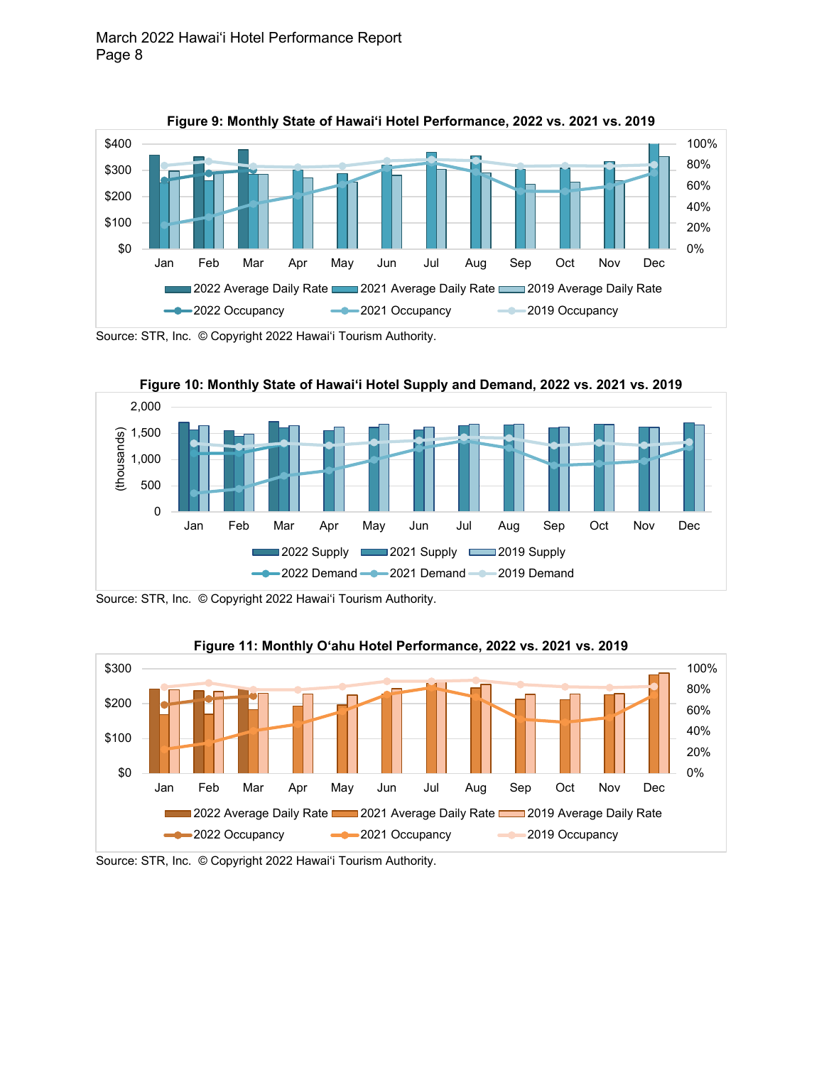**Figure 9: Monthly State of Hawaiʻi Hotel Performance, 2022 vs. 2021 vs. 2019**

$400
$300
$200
$100
$0

100%
80%
60%
40%
20%
0%

Jan Feb Mar Apr May Jun Jul Aug Sep Oct Nov Dec

2022 Average Daily Rate
2021 Average Daily Rate
2019 Average Daily Rate
2022 Occupancy
2021 Occupancy
2019 Occupancy

Source: STR, Inc. © Copyright 2022 Hawaiʻi Tourism Authority.

**Figure 10: Monthly State of Hawaiʻi Hotel Supply and Demand, 2022 vs. 2021 vs. 2019**

(thousands)

2,000
1,500
1,000
500
0

Jan Feb Mar Apr May Jun Jul Aug Sep Oct Nov Dec

2022 Supply
2021 Supply
2019 Supply
2022 Demand
2021 Demand
2019 Demand

Source: STR, Inc. © Copyright 2022 Hawaiʻi Tourism Authority.

**Figure 11: Monthly Oʻahu Hotel Performance, 2022 vs. 2021 vs. 2019**

$300
$200
$100
$0

100%
80%
60%
40%
20%
0%

Jan Feb Mar Apr May Jun Jul Aug Sep Oct Nov Dec

2022 Average Daily Rate
2021 Average Daily Rate
2019 Average Daily Rate
2022 Occupancy
2021 Occupancy
2019 Occupancy

Source: STR, Inc. © Copyright 2022 Hawaiʻi Tourism Authority.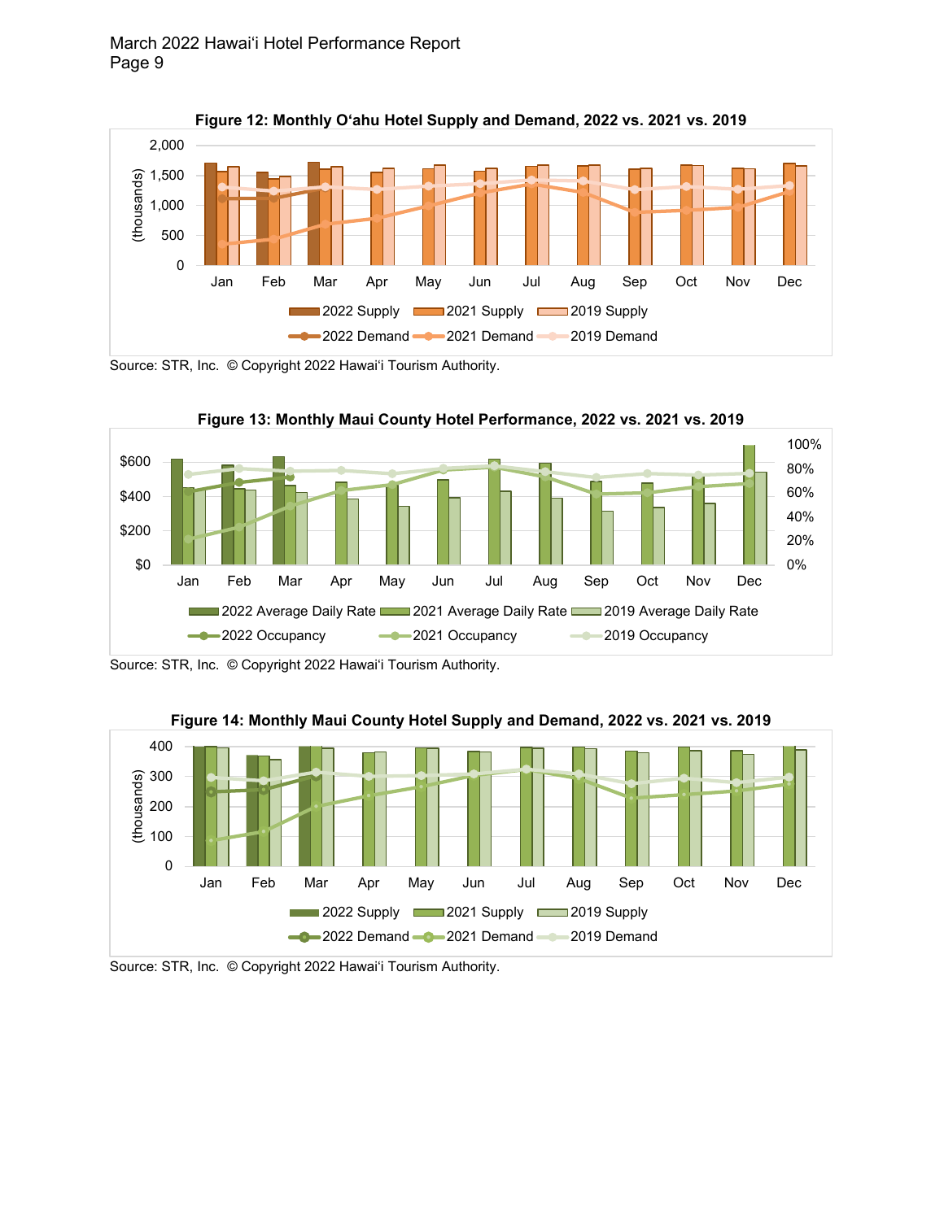**Figure 12: Monthly O'ahu Hotel Supply and Demand, 2022 vs. 2021 vs. 2019**

(thousands)

2,000
1,500
1,000
500
0

Jan Feb Mar Apr May Jun Jul Aug Sep Oct Nov Dec

2022 Supply 2021 Supply 2019 Supply
2022 Demand 2021 Demand 2019 Demand

Source: STR, Inc. © Copyright 2022 Hawai'i Tourism Authority.

**Figure 13: Monthly Maui County Hotel Performance, 2022 vs. 2021 vs. 2019**

$600
$400
$200
$0

100%
80%
60%
40%
20%
0%

Jan Feb Mar Apr May Jun Jul Aug Sep Oct Nov Dec

2022 Average Daily Rate 2021 Average Daily Rate 2019 Average Daily Rate
2022 Occupancy 2021 Occupancy 2019 Occupancy

Source: STR, Inc. © Copyright 2022 Hawai'i Tourism Authority.

**Figure 14: Monthly Maui County Hotel Supply and Demand, 2022 vs. 2021 vs. 2019**

(thousands)

400
300
200
100
0

Jan Feb Mar Apr May Jun Jul Aug Sep Oct Nov Dec

2022 Supply 2021 Supply 2019 Supply
2022 Demand 2021 Demand 2019 Demand

Source: STR, Inc. © Copyright 2022 Hawai'i Tourism Authority.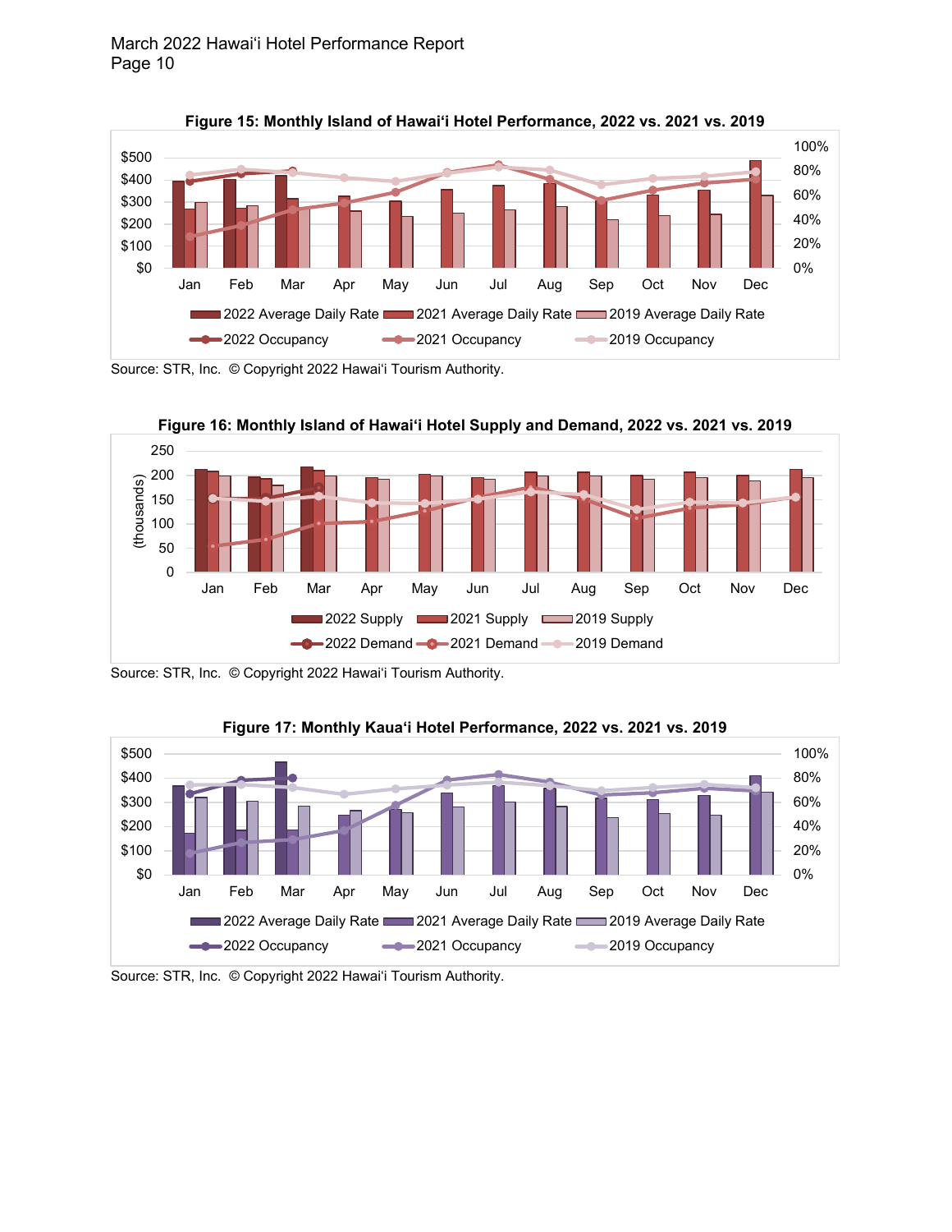**Figure 15: Monthly Island of Hawai'i Hotel Performance, 2022 vs. 2021 vs. 2019**

$500
$400
$300
$200
$100
$0

100%
80%
60%
40%
20%
0%

Jan Feb Mar Apr May Jun Jul Aug Sep Oct Nov Dec

2022 Average Daily Rate
2021 Average Daily Rate
2019 Average Daily Rate
2022 Occupancy
2021 Occupancy
2019 Occupancy

Source: STR, Inc. © Copyright 2022 Hawai'i Tourism Authority.

**Figure 16: Monthly Island of Hawai'i Hotel Supply and Demand, 2022 vs. 2021 vs. 2019**

(thousands)

250
200
150
100
50
0

Jan Feb Mar Apr May Jun Jul Aug Sep Oct Nov Dec

2022 Supply
2021 Supply
2019 Supply
2022 Demand
2021 Demand
2019 Demand

Source: STR, Inc. © Copyright 2022 Hawai'i Tourism Authority.

**Figure 17: Monthly Kaua'i Hotel Performance, 2022 vs. 2021 vs. 2019**

$500
$400
$300
$200
$100
$0

100%
80%
60%
40%
20%
0%

Jan Feb Mar Apr May Jun Jul Aug Sep Oct Nov Dec

2022 Average Daily Rate
2021 Average Daily Rate
2019 Average Daily Rate
2022 Occupancy
2021 Occupancy
2019 Occupancy

Source: STR, Inc. © Copyright 2022 Hawai'i Tourism Authority.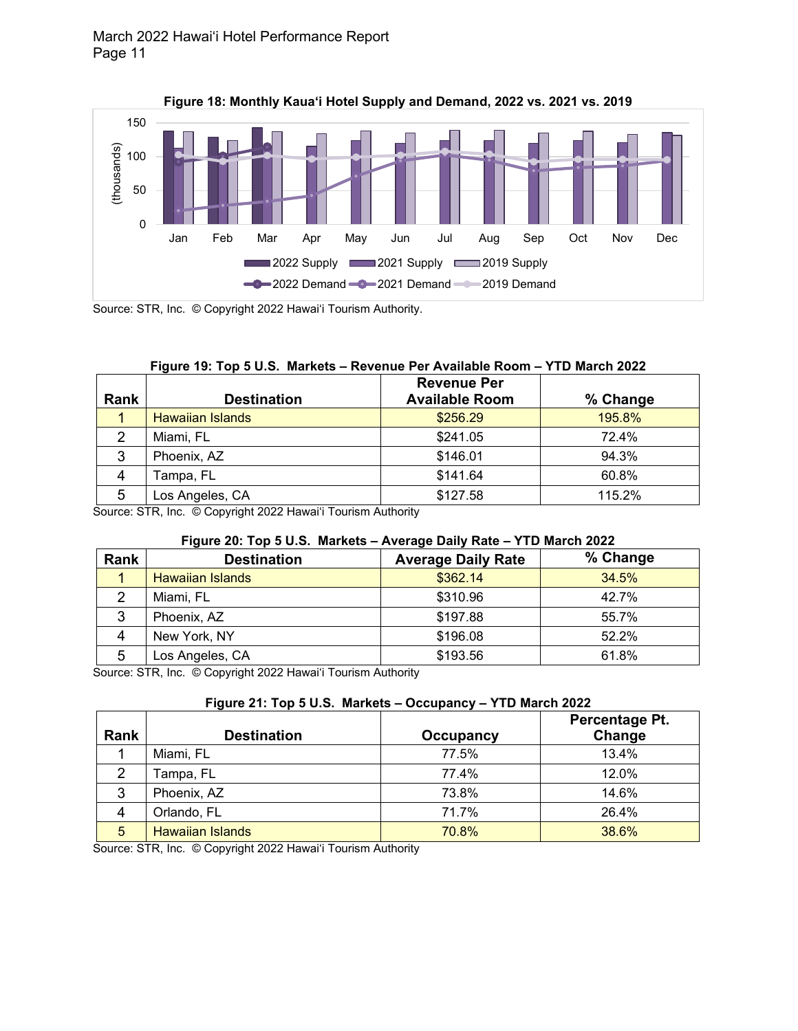**Figure 18: Monthly Kaua'i Hotel Supply and Demand, 2022 vs. 2021 vs. 2019**

150
100
50
0
(thousands)

Jan Feb Mar Apr May Jun Jul Aug Sep Oct Nov Dec

2022 Supply 2021 Supply 2019 Supply
2022 Demand 2021 Demand 2019 Demand

Source: STR, Inc. © Copyright 2022 Hawai'i Tourism Authority.

**Figure 19: Top 5 U.S. Markets – Revenue Per Available Room – YTD March 2022**

| Rank | Destination | Revenue Per Available Room | % Change |
|---|---|---|---|
| 1 | Hawaiian Islands | $256.29 | 195.8% |
| 2 | Miami, FL | $241.05 | 72.4% |
| 3 | Phoenix, AZ | $146.01 | 94.3% |
| 4 | Tampa, FL | $141.64 | 60.8% |
| 5 | Los Angeles, CA | $127.58 | 115.2% |

Source: STR, Inc. © Copyright 2022 Hawai'i Tourism Authority

**Figure 20: Top 5 U.S. Markets – Average Daily Rate – YTD March 2022**

| Rank | Destination | Average Daily Rate | % Change |
|---|---|---|---|
| 1 | Hawaiian Islands | $362.14 | 34.5% |
| 2 | Miami, FL | $310.96 | 42.7% |
| 3 | Phoenix, AZ | $197.88 | 55.7% |
| 4 | New York, NY | $196.08 | 52.2% |
| 5 | Los Angeles, CA | $193.56 | 61.8% |

Source: STR, Inc. © Copyright 2022 Hawai'i Tourism Authority

**Figure 21: Top 5 U.S. Markets – Occupancy – YTD March 2022**

| Rank | Destination | Occupancy | Percentage Pt. Change |
|---|---|---|---|
| 1 | Miami, FL | 77.5% | 13.4% |
| 2 | Tampa, FL | 77.4% | 12.0% |
| 3 | Phoenix, AZ | 73.8% | 14.6% |
| 4 | Orlando, FL | 71.7% | 26.4% |
| 5 | Hawaiian Islands | 70.8% | 38.6% |

Source: STR, Inc. © Copyright 2022 Hawai'i Tourism Authority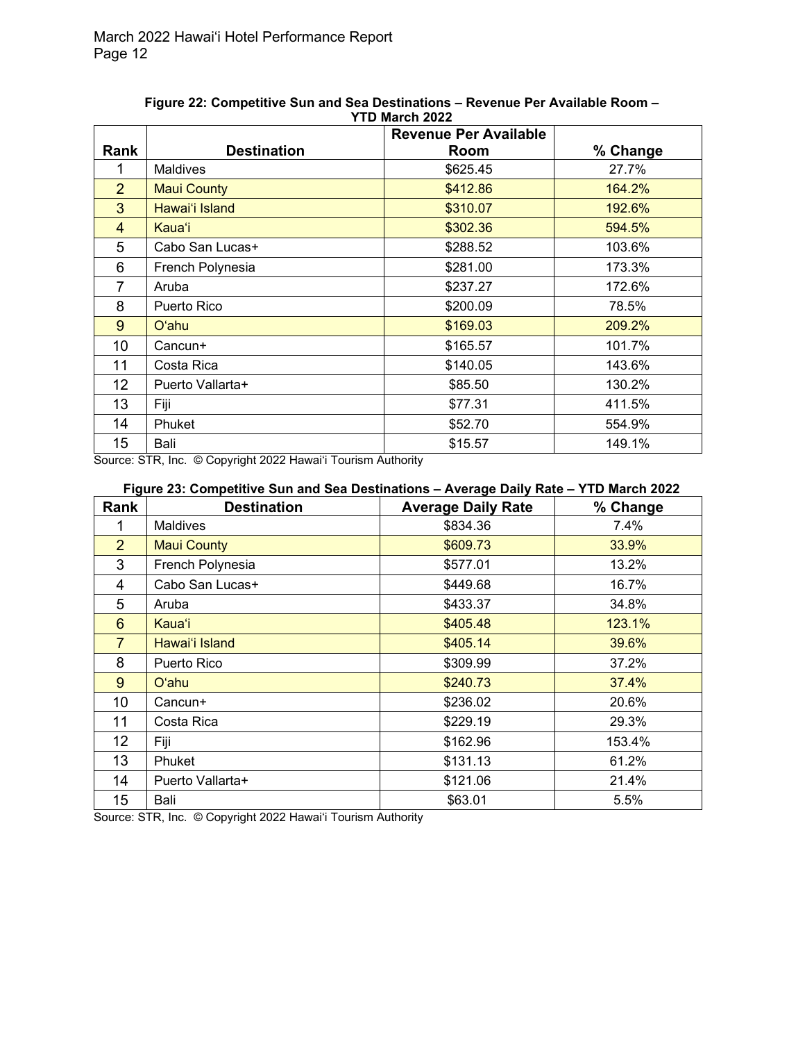**Figure 22: Competitive Sun and Sea Destinations – Revenue Per Available Room – YTD March 2022**

| Rank | Destination | Revenue Per Available Room | % Change |
|---|---|---|---|
| 1 | Maldives | $625.45 | 27.7% |
| 2 | Maui County | $412.86 | 164.2% |
| 3 | Hawai'i Island | $310.07 | 192.6% |
| 4 | Kaua'i | $302.36 | 594.5% |
| 5 | Cabo San Lucas+ | $288.52 | 103.6% |
| 6 | French Polynesia | $281.00 | 173.3% |
| 7 | Aruba | $237.27 | 172.6% |
| 8 | Puerto Rico | $200.09 | 78.5% |
| 9 | O'ahu | $169.03 | 209.2% |
| 10 | Cancun+ | $165.57 | 101.7% |
| 11 | Costa Rica | $140.05 | 143.6% |
| 12 | Puerto Vallarta+ | $85.50 | 130.2% |
| 13 | Fiji | $77.31 | 411.5% |
| 14 | Phuket | $52.70 | 554.9% |
| 15 | Bali | $15.57 | 149.1% |

Source: STR, Inc. © Copyright 2022 Hawai'i Tourism Authority

**Figure 23: Competitive Sun and Sea Destinations – Average Daily Rate – YTD March 2022**

| Rank | Destination | Average Daily Rate | % Change |
|---|---|---|---|
| 1 | Maldives | $834.36 | 7.4% |
| 2 | Maui County | $609.73 | 33.9% |
| 3 | French Polynesia | $577.01 | 13.2% |
| 4 | Cabo San Lucas+ | $449.68 | 16.7% |
| 5 | Aruba | $433.37 | 34.8% |
| 6 | Kaua'i | $405.48 | 123.1% |
| 7 | Hawai'i Island | $405.14 | 39.6% |
| 8 | Puerto Rico | $309.99 | 37.2% |
| 9 | O'ahu | $240.73 | 37.4% |
| 10 | Cancun+ | $236.02 | 20.6% |
| 11 | Costa Rica | $229.19 | 29.3% |
| 12 | Fiji | $162.96 | 153.4% |
| 13 | Phuket | $131.13 | 61.2% |
| 14 | Puerto Vallarta+ | $121.06 | 21.4% |
| 15 | Bali | $63.01 | 5.5% |

Source: STR, Inc. © Copyright 2022 Hawai'i Tourism Authority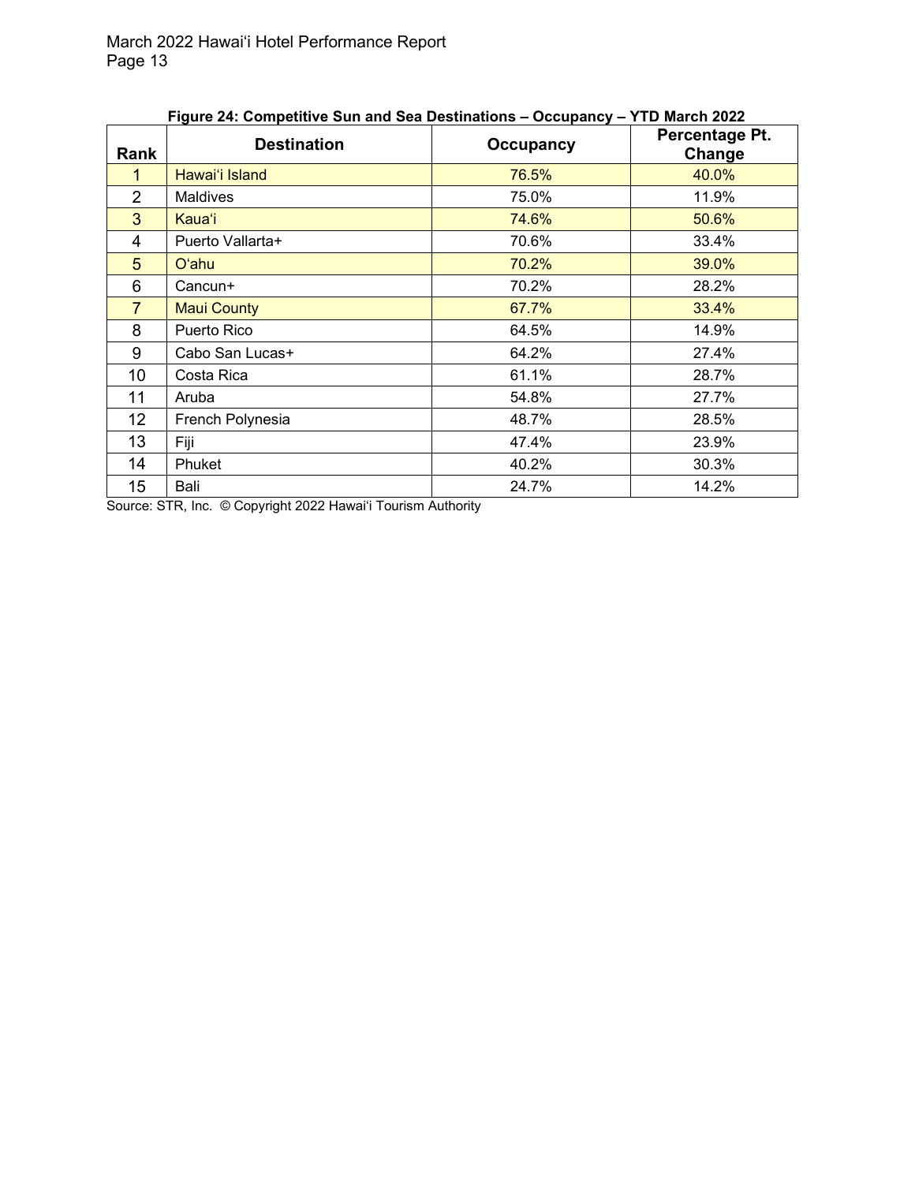**Figure 24: Competitive Sun and Sea Destinations – Occupancy – YTD March 2022**

| Rank | Destination | Occupancy | Percentage Pt. Change |
|---|---|---|---|
| 1 | Hawai'i Island | 76.5% | 40.0% |
| 2 | Maldives | 75.0% | 11.9% |
| 3 | Kaua'i | 74.6% | 50.6% |
| 4 | Puerto Vallarta+ | 70.6% | 33.4% |
| 5 | O'ahu | 70.2% | 39.0% |
| 6 | Cancun+ | 70.2% | 28.2% |
| 7 | Maui County | 67.7% | 33.4% |
| 8 | Puerto Rico | 64.5% | 14.9% |
| 9 | Cabo San Lucas+ | 64.2% | 27.4% |
| 10 | Costa Rica | 61.1% | 28.7% |
| 11 | Aruba | 54.8% | 27.7% |
| 12 | French Polynesia | 48.7% | 28.5% |
| 13 | Fiji | 47.4% | 23.9% |
| 14 | Phuket | 40.2% | 30.3% |
| 15 | Bali | 24.7% | 14.2% |

Source: STR, Inc. © Copyright 2022 Hawai'i Tourism Authority